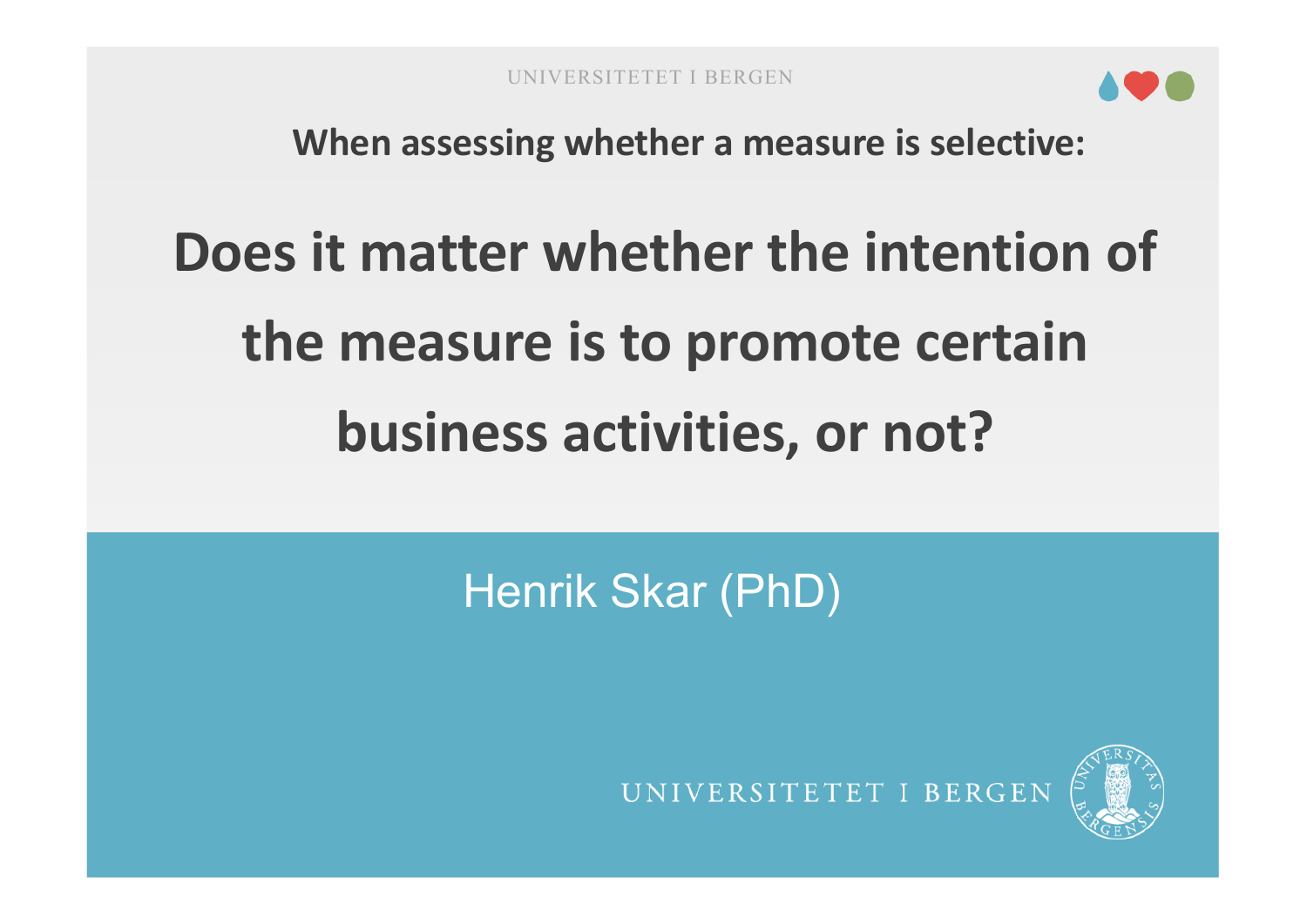UNIVERSITETET I BERGEN

**When assessing whether a measure is selective:**

# Does it matter whether the intention of the measure is to promote certain business activities, or not?

Henrik Skar (PhD)

UNIVERSITETET I BERGEN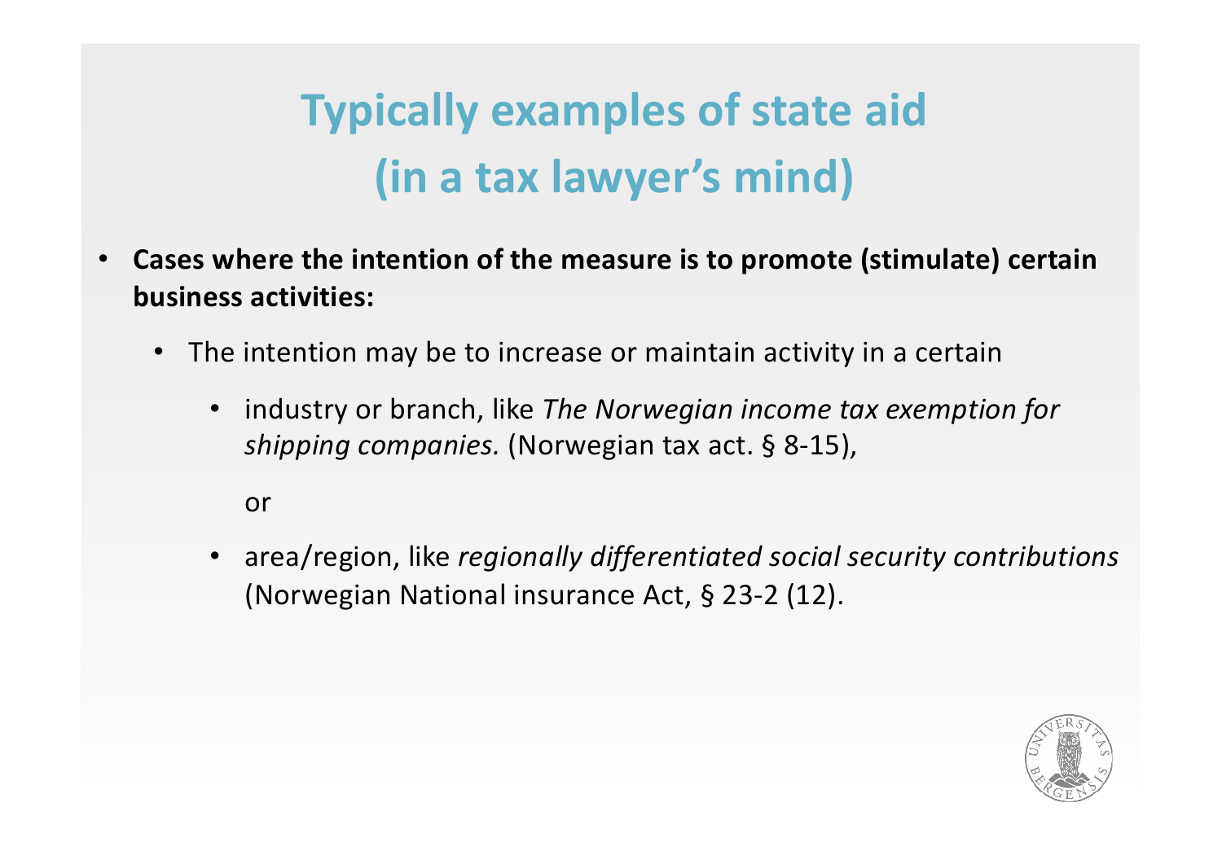# Typically examples of state aid (in a tax lawyer's mind)

- **Cases where the intention of the measure is to promote (stimulate) certain business activities:**
  - The intention may be to increase or maintain activity in a certain
    - industry or branch, like *The Norwegian income tax exemption for shipping companies.* (Norwegian tax act. § 8-15),

      or

    - area/region, like *regionally differentiated social security contributions* (Norwegian National insurance Act, § 23-2 (12).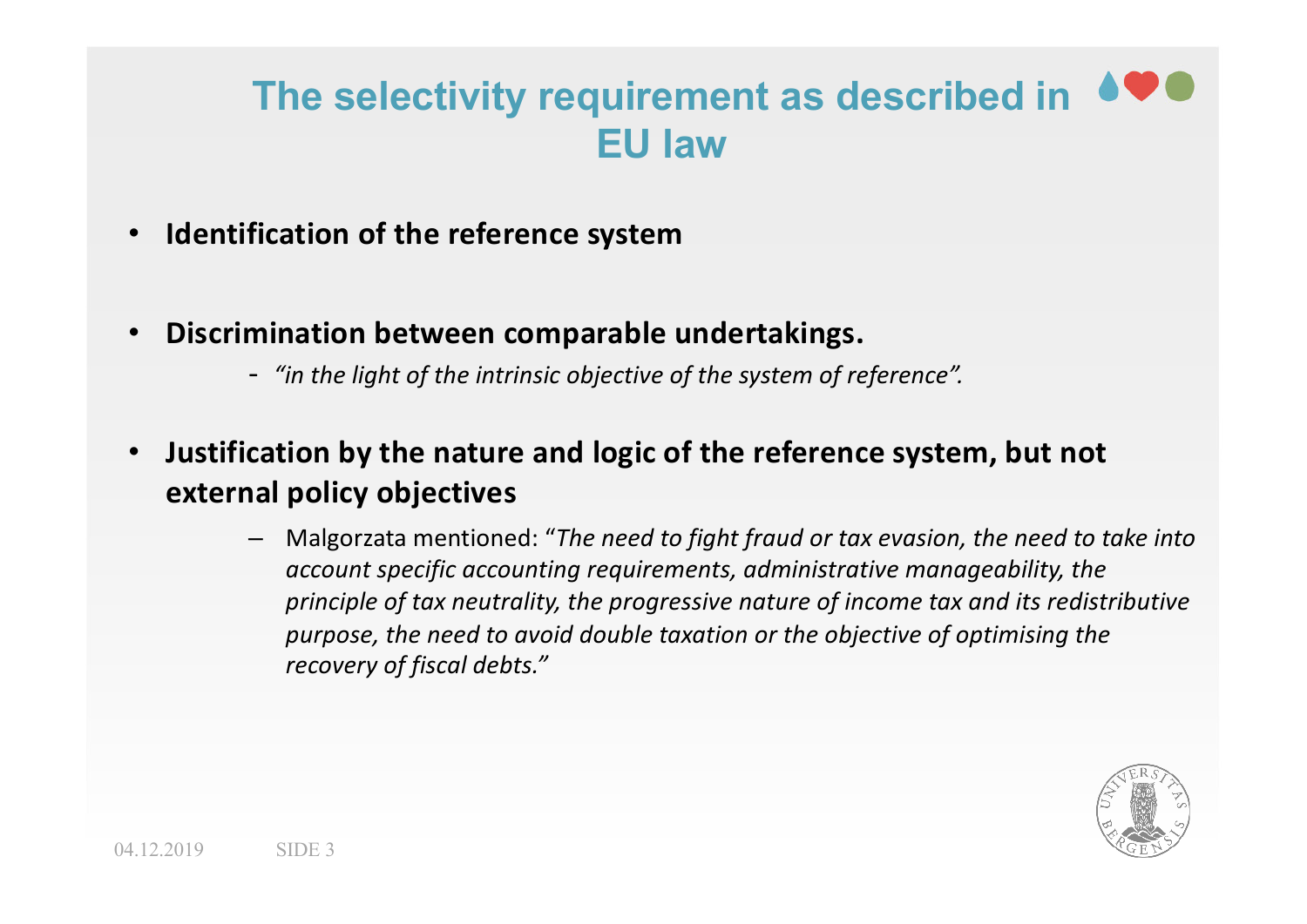# The selectivity requirement as described in EU law

- **Identification of the reference system**

- **Discrimination between comparable undertakings.**
  - *"in the light of the intrinsic objective of the system of reference".*

- **Justification by the nature and logic of the reference system, but not external policy objectives**
  - Malgorzata mentioned: "*The need to fight fraud or tax evasion, the need to take into account specific accounting requirements, administrative manageability, the principle of tax neutrality, the progressive nature of income tax and its redistributive purpose, the need to avoid double taxation or the objective of optimising the recovery of fiscal debts.*"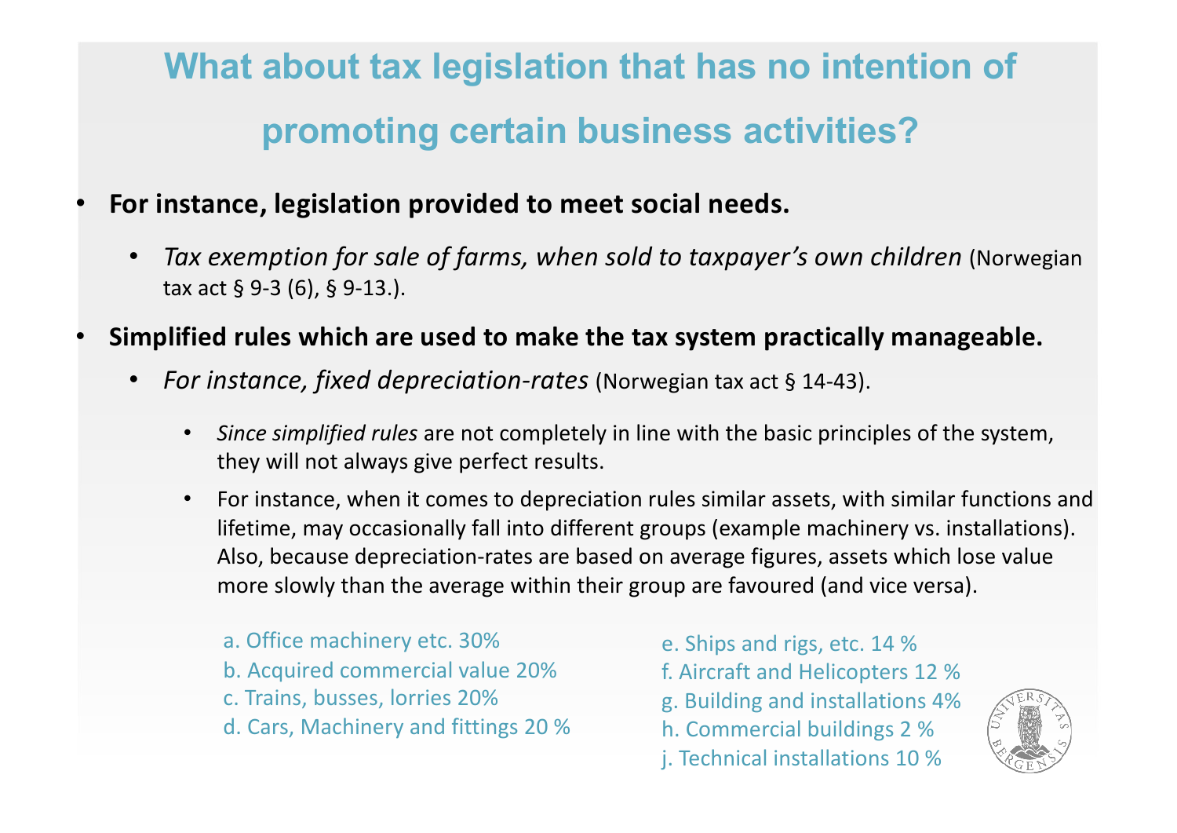# What about tax legislation that has no intention of promoting certain business activities?

- **For instance, legislation provided to meet social needs.**
  - *Tax exemption for sale of farms, when sold to taxpayer's own children* (Norwegian tax act § 9-3 (6), § 9-13.).
- **Simplified rules which are used to make the tax system practically manageable.**
  - *For instance, fixed depreciation-rates* (Norwegian tax act § 14-43).
    - *Since simplified rules* are not completely in line with the basic principles of the system, they will not always give perfect results.
    - For instance, when it comes to depreciation rules similar assets, with similar functions and lifetime, may occasionally fall into different groups (example machinery vs. installations). Also, because depreciation-rates are based on average figures, assets which lose value more slowly than the average within their group are favoured (and vice versa).

a. Office machinery etc. 30%
b. Acquired commercial value 20%
c. Trains, busses, lorries 20%
d. Cars, Machinery and fittings 20 %
e. Ships and rigs, etc. 14 %
f. Aircraft and Helicopters 12 %
g. Building and installations 4%
h. Commercial buildings 2 %
j. Technical installations 10 %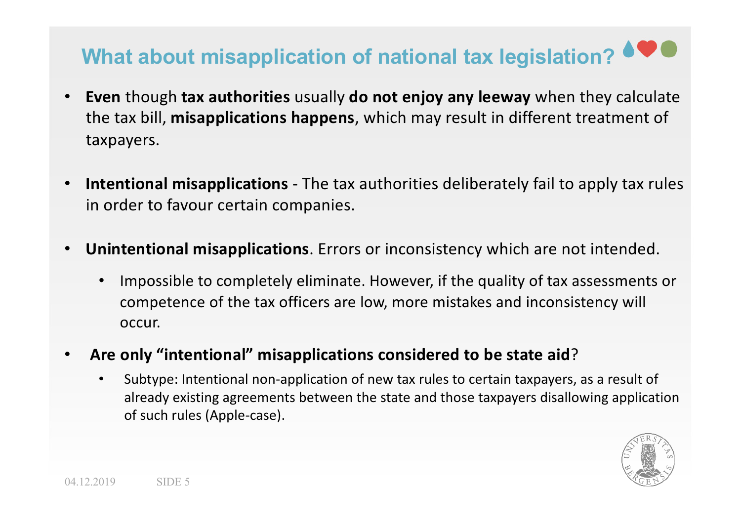# What about misapplication of national tax legislation?

- **Even** though **tax authorities** usually **do not enjoy any leeway** when they calculate the tax bill, **misapplications happens**, which may result in different treatment of taxpayers.

- **Intentional misapplications** - The tax authorities deliberately fail to apply tax rules in order to favour certain companies.

- **Unintentional misapplications**. Errors or inconsistency which are not intended.
  - Impossible to completely eliminate. However, if the quality of tax assessments or competence of the tax officers are low, more mistakes and inconsistency will occur.

- **Are only "intentional" misapplications considered to be state aid**?
  - Subtype: Intentional non-application of new tax rules to certain taxpayers, as a result of already existing agreements between the state and those taxpayers disallowing application of such rules (Apple-case).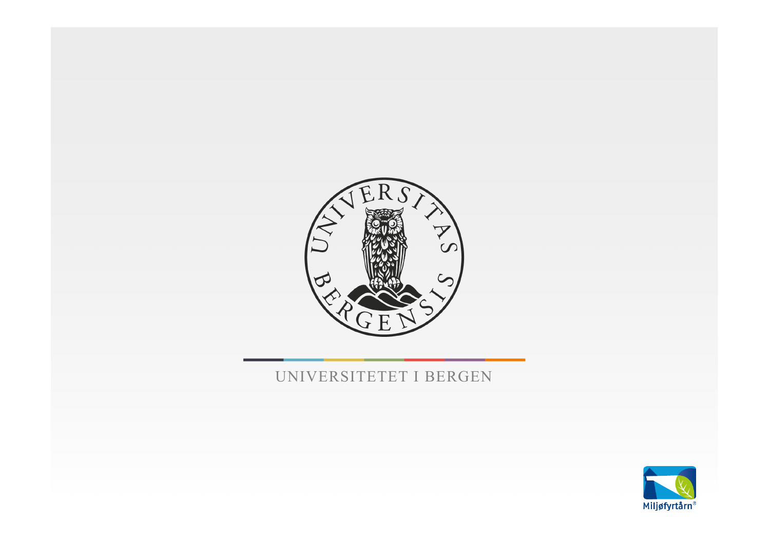UNIVERSITETET I BERGEN